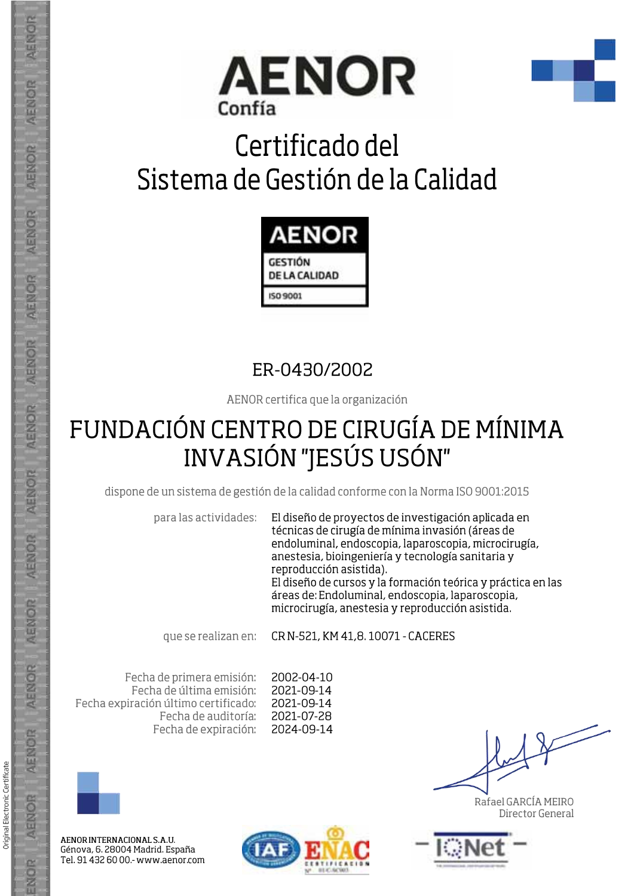AENOR
Confía

# Certificado del Sistema de Gestión de la Calidad

AENOR
GESTIÓN DE LA CALIDAD
ISO 9001

## ER-0430/2002

AENOR certifica que la organización

# FUNDACIÓN CENTRO DE CIRUGÍA DE MÍNIMA INVASIÓN "JESÚS USÓN"

dispone de un sistema de gestión de la calidad conforme con la Norma ISO 9001:2015

| | |
|---|---|
| para las actividades: | El diseño de proyectos de investigación aplicada en técnicas de cirugía de mínima invasión (áreas de endoluminal, endoscopia, laparoscopia, microcirugía, anestesia, bioingeniería y tecnología sanitaria y reproducción asistida). El diseño de cursos y la formación teórica y práctica en las áreas de: Endoluminal, endoscopia, laparoscopia, microcirugía, anestesia y reproducción asistida. |
| que se realizan en: | CR N-521, KM 41,8. 10071 - CACERES |

| | |
|---|---|
| Fecha de primera emisión: | 2002-04-10 |
| Fecha de última emisión: | 2021-09-14 |
| Fecha expiración último certificado: | 2021-09-14 |
| Fecha de auditoría: | 2021-07-28 |
| Fecha de expiración: | 2024-09-14 |

Rafael GARCÍA MEIRO
Director General

AENOR INTERNACIONAL S.A.U.
Génova, 6. 28004 Madrid. España
Tel. 91 432 60 00.- www.aenor.com

Original Electronic Certificate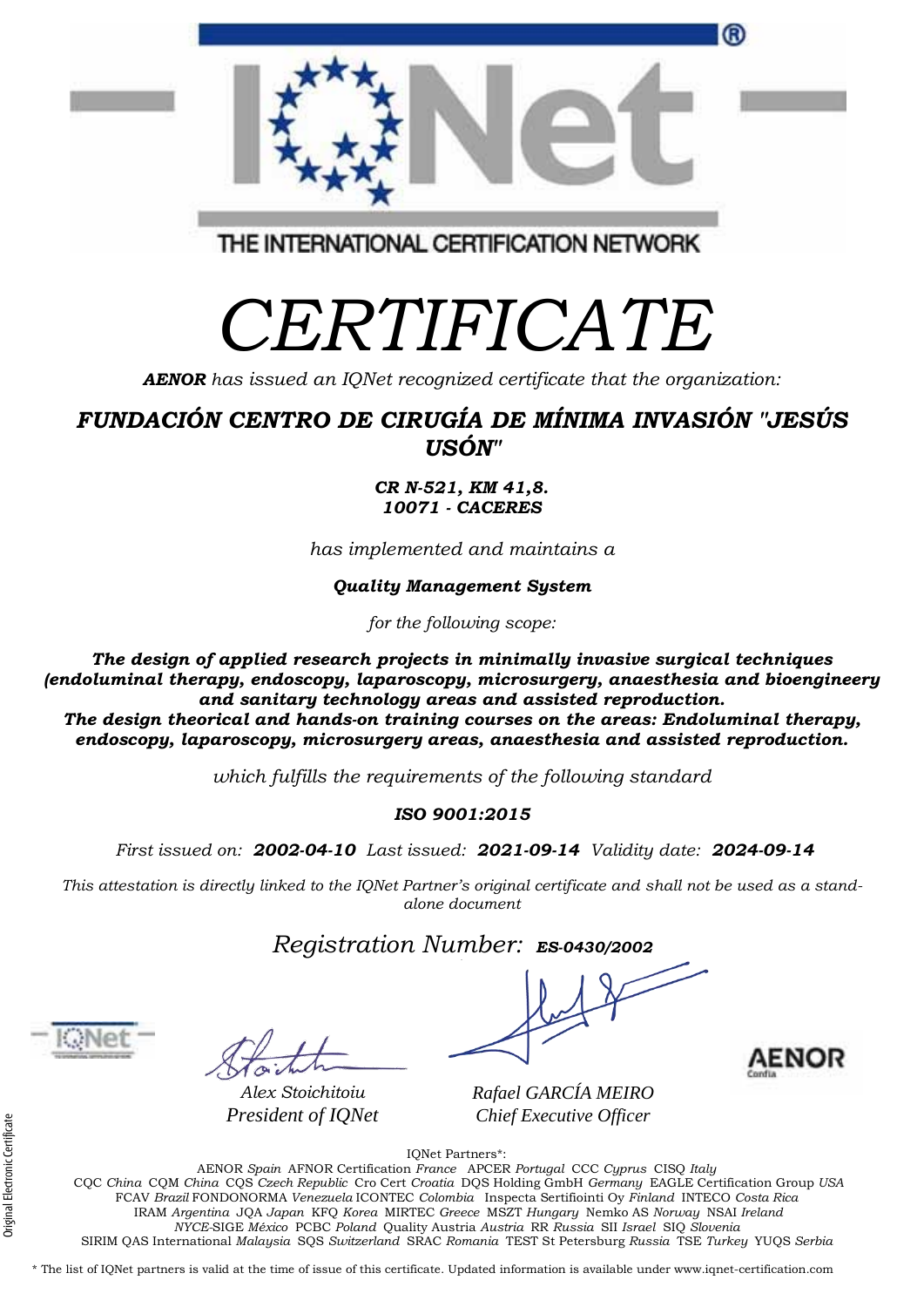THE INTERNATIONAL CERTIFICATION NETWORK

# CERTIFICATE

***AENOR** has issued an IQNet recognized certificate that the organization:*

## *FUNDACIÓN CENTRO DE CIRUGÍA DE MÍNIMA INVASIÓN "JESÚS USÓN"*

***CR N-521, KM 41,8.***
***10071 - CACERES***

*has implemented and maintains a*

***Quality Management System***

*for the following scope:*

***The design of applied research projects in minimally invasive surgical techniques (endoluminal therapy, endoscopy, laparoscopy, microsurgery, anaesthesia and bioengineery and sanitary technology areas and assisted reproduction.***
***The design theorical and hands-on training courses on the areas: Endoluminal therapy, endoscopy, laparoscopy, microsurgery areas, anaesthesia and assisted reproduction.***

*which fulfills the requirements of the following standard*

***ISO 9001:2015***

*First issued on:* ***2002-04-10*** *Last issued:* ***2021-09-14*** *Validity date:* ***2024-09-14***

*This attestation is directly linked to the IQNet Partner's original certificate and shall not be used as a stand-alone document*

*Registration Number:* ***ES-0430/2002***

*Alex Stoichitoiu*
*President of IQNet*

*Rafael GARCÍA MEIRO*
*Chief Executive Officer*

Original Electronic Certificate

IQNet Partners*:
AENOR *Spain* AFNOR Certification *France* APCER *Portugal* CCC *Cyprus* CISQ *Italy*
CQC *China* CQM *China* CQS *Czech Republic* Cro Cert *Croatia* DQS Holding GmbH *Germany* EAGLE Certification Group *USA*
FCAV *Brazil* FONDONORMA *Venezuela* ICONTEC *Colombia* Inspecta Sertifiointi Oy *Finland* INTECO *Costa Rica*
IRAM *Argentina* JQA *Japan* KFQ *Korea* MIRTEC *Greece* MSZT *Hungary* Nemko AS *Norway* NSAI *Ireland*
*NYCE*-SIGE *México* PCBC *Poland* Quality Austria *Austria* RR *Russia* SII *Israel* SIQ *Slovenia*
SIRIM QAS International *Malaysia* SQS *Switzerland* SRAC *Romania* TEST St Petersburg *Russia* TSE *Turkey* YUQS *Serbia*

* The list of IQNet partners is valid at the time of issue of this certificate. Updated information is available under www.iqnet-certification.com